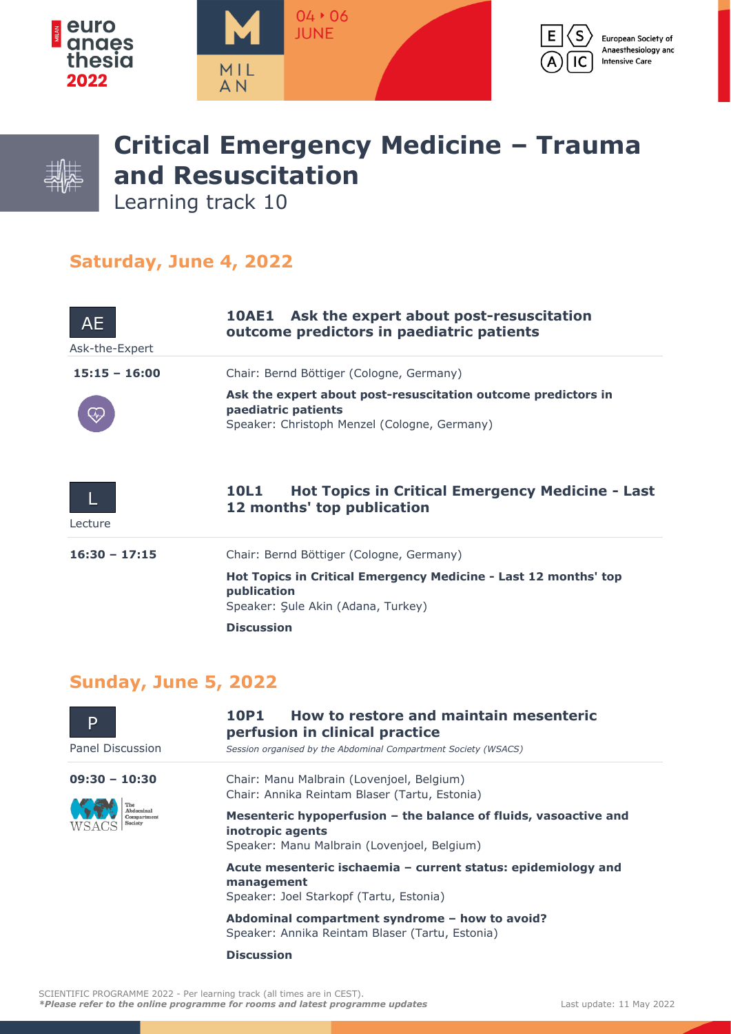# Critical Emergency Medicine – Trauma and Resuscitation

Learning track 10

## Saturday, June 4, 2022

**AE** Ask-the-Expert

### 10AE1 Ask the expert about post-resuscitation outcome predictors in paediatric patients

**15:15 – 16:00**

Chair: Bernd Böttiger (Cologne, Germany)

**Ask the expert about post-resuscitation outcome predictors in paediatric patients**
Speaker: Christoph Menzel (Cologne, Germany)

**L** Lecture

### 10L1 Hot Topics in Critical Emergency Medicine - Last 12 months' top publication

**16:30 – 17:15**

Chair: Bernd Böttiger (Cologne, Germany)

**Hot Topics in Critical Emergency Medicine - Last 12 months' top publication**
Speaker: Şule Akin (Adana, Turkey)

**Discussion**

## Sunday, June 5, 2022

**P** Panel Discussion

### 10P1 How to restore and maintain mesenteric perfusion in clinical practice

*Session organised by the Abdominal Compartment Society (WSACS)*

**09:30 – 10:30**

Chair: Manu Malbrain (Lovenjoel, Belgium)
Chair: Annika Reintam Blaser (Tartu, Estonia)

**Mesenteric hypoperfusion – the balance of fluids, vasoactive and inotropic agents**
Speaker: Manu Malbrain (Lovenjoel, Belgium)

**Acute mesenteric ischaemia – current status: epidemiology and management**
Speaker: Joel Starkopf (Tartu, Estonia)

**Abdominal compartment syndrome – how to avoid?**
Speaker: Annika Reintam Blaser (Tartu, Estonia)

**Discussion**

SCIENTIFIC PROGRAMME 2022 - Per learning track (all times are in CEST).
***Please refer to the online programme for rooms and latest programme updates***

Last update: 11 May 2022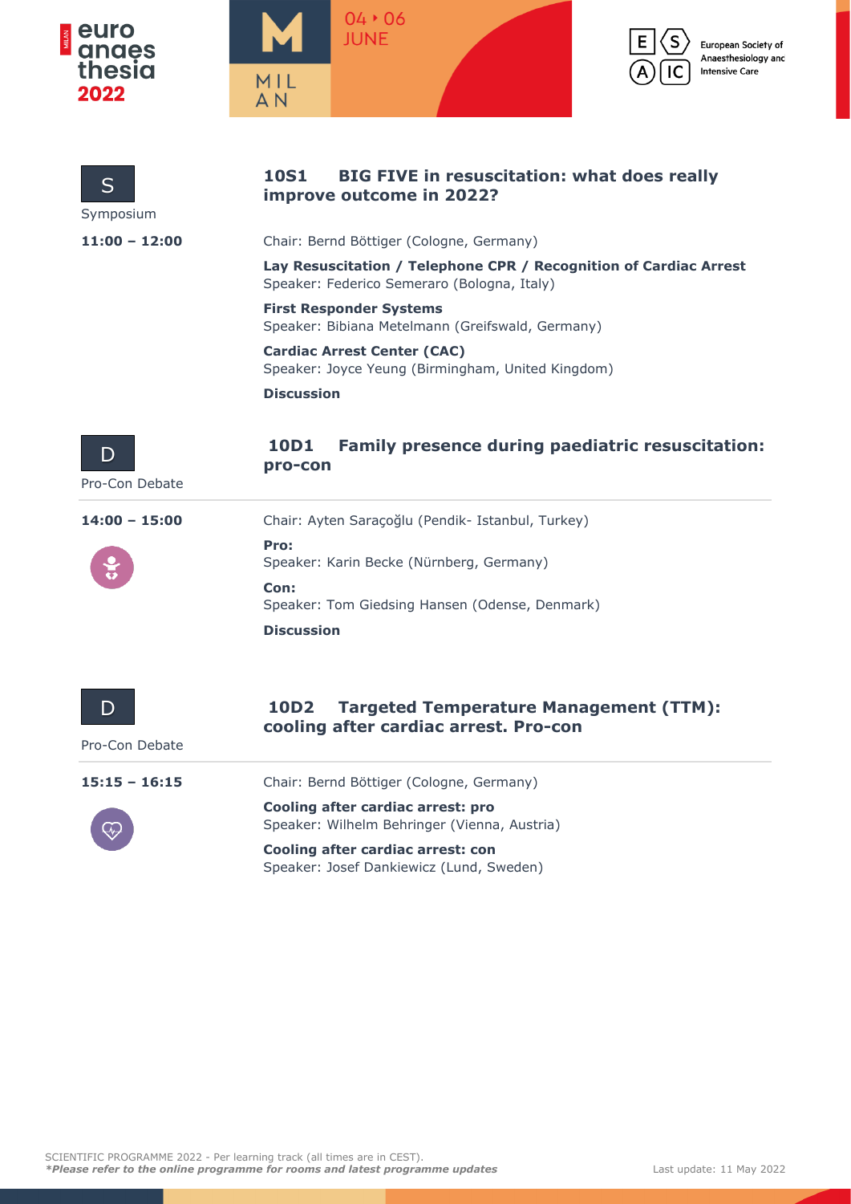S

Symposium

**11:00 – 12:00**

## 10S1 BIG FIVE in resuscitation: what does really improve outcome in 2022?

Chair: Bernd Böttiger (Cologne, Germany)

**Lay Resuscitation / Telephone CPR / Recognition of Cardiac Arrest**
Speaker: Federico Semeraro (Bologna, Italy)

**First Responder Systems**
Speaker: Bibiana Metelmann (Greifswald, Germany)

**Cardiac Arrest Center (CAC)**
Speaker: Joyce Yeung (Birmingham, United Kingdom)

**Discussion**

D

Pro-Con Debate

**14:00 – 15:00**

## 10D1 Family presence during paediatric resuscitation: pro-con

Chair: Ayten Saraçoğlu (Pendik- Istanbul, Turkey)

**Pro:**
Speaker: Karin Becke (Nürnberg, Germany)

**Con:**
Speaker: Tom Giedsing Hansen (Odense, Denmark)

**Discussion**

D

Pro-Con Debate

**15:15 – 16:15**

## 10D2 Targeted Temperature Management (TTM): cooling after cardiac arrest. Pro-con

Chair: Bernd Böttiger (Cologne, Germany)

**Cooling after cardiac arrest: pro**
Speaker: Wilhelm Behringer (Vienna, Austria)

**Cooling after cardiac arrest: con**
Speaker: Josef Dankiewicz (Lund, Sweden)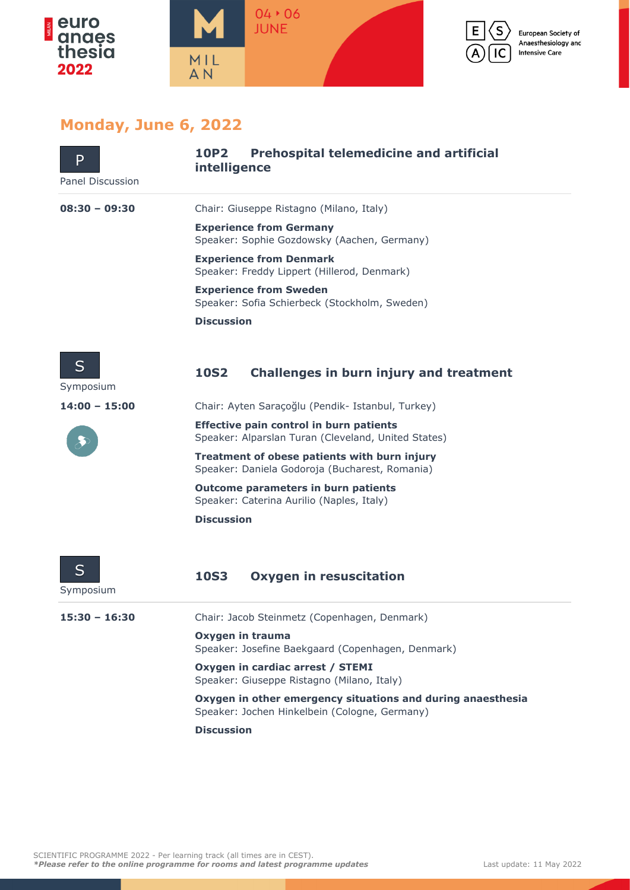## Monday, June 6, 2022

P
Panel Discussion

### 10P2 Prehospital telemedicine and artificial intelligence

**08:30 – 09:30**

Chair: Giuseppe Ristagno (Milano, Italy)

**Experience from Germany**
Speaker: Sophie Gozdowsky (Aachen, Germany)

**Experience from Denmark**
Speaker: Freddy Lippert (Hillerod, Denmark)

**Experience from Sweden**
Speaker: Sofia Schierbeck (Stockholm, Sweden)

**Discussion**

S
Symposium

### 10S2 Challenges in burn injury and treatment

**14:00 – 15:00**

Chair: Ayten Saraçoğlu (Pendik- Istanbul, Turkey)

**Effective pain control in burn patients**
Speaker: Alparslan Turan (Cleveland, United States)

**Treatment of obese patients with burn injury**
Speaker: Daniela Godoroja (Bucharest, Romania)

**Outcome parameters in burn patients**
Speaker: Caterina Aurilio (Naples, Italy)

**Discussion**

S
Symposium

### 10S3 Oxygen in resuscitation

**15:30 – 16:30**

Chair: Jacob Steinmetz (Copenhagen, Denmark)

**Oxygen in trauma**
Speaker: Josefine Baekgaard (Copenhagen, Denmark)

**Oxygen in cardiac arrest / STEMI**
Speaker: Giuseppe Ristagno (Milano, Italy)

**Oxygen in other emergency situations and during anaesthesia**
Speaker: Jochen Hinkelbein (Cologne, Germany)

**Discussion**